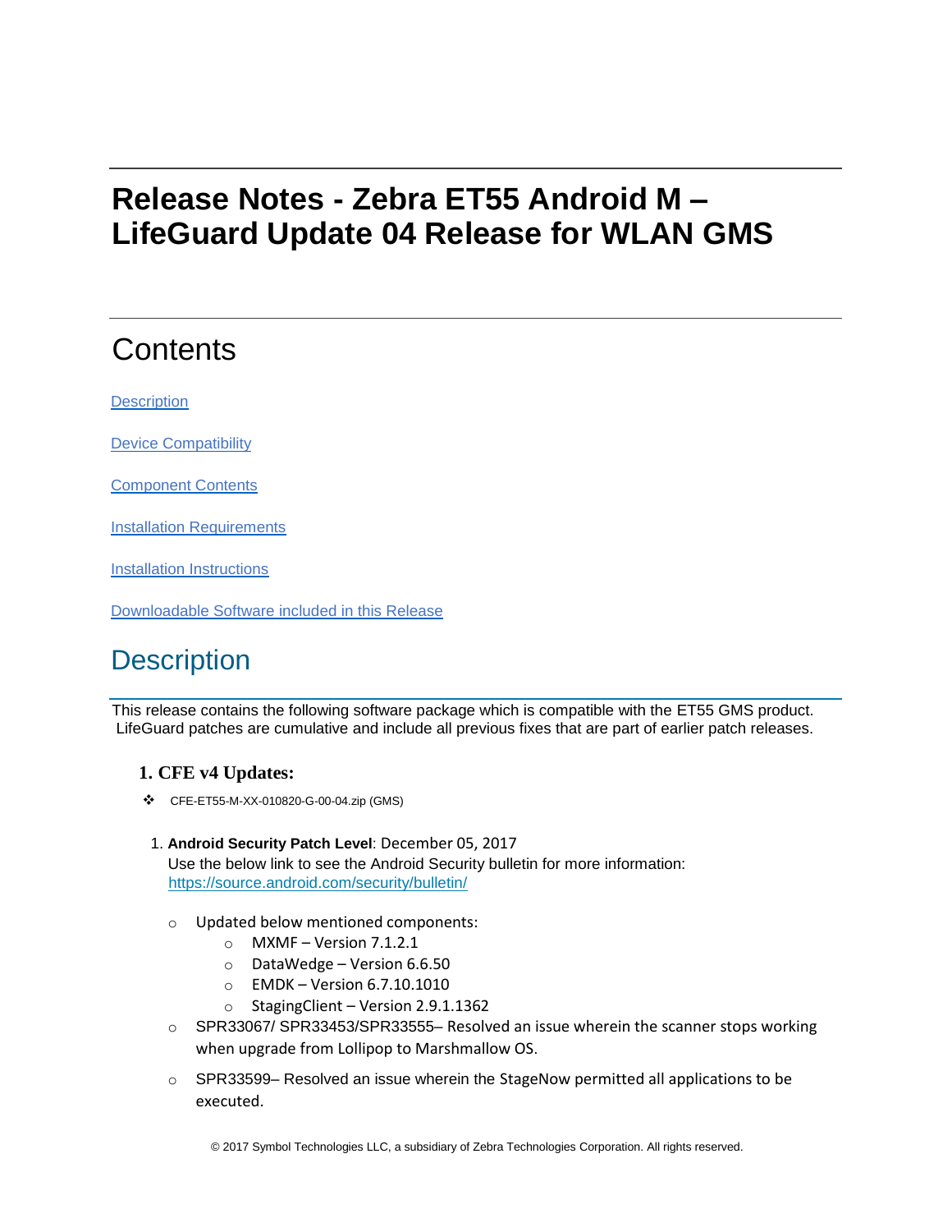# Release Notes - Zebra ET55 Android M – LifeGuard Update 04 Release for WLAN GMS

## Contents

[Description](#description)

[Device Compatibility](#device-compatibility)

[Component Contents](#component-contents)

[Installation Requirements](#installation-requirements)

[Installation Instructions](#installation-instructions)

[Downloadable Software included in this Release](#downloadable-software-included-in-this-release)

## Description

This release contains the following software package which is compatible with the ET55 GMS product. LifeGuard patches are cumulative and include all previous fixes that are part of earlier patch releases.

### 1. CFE v4 Updates:

- CFE-ET55-M-XX-010820-G-00-04.zip (GMS)

1. **Android Security Patch Level**: December 05, 2017
   Use the below link to see the Android Security bulletin for more information: [https://source.android.com/security/bulletin/](https://source.android.com/security/bulletin/)

   - Updated below mentioned components:
     - MXMF – Version 7.1.2.1
     - DataWedge – Version 6.6.50
     - EMDK – Version 6.7.10.1010
     - StagingClient – Version 2.9.1.1362
   - SPR33067/ SPR33453/SPR33555– Resolved an issue wherein the scanner stops working when upgrade from Lollipop to Marshmallow OS.
   - SPR33599– Resolved an issue wherein the StageNow permitted all applications to be executed.

© 2017 Symbol Technologies LLC, a subsidiary of Zebra Technologies Corporation. All rights reserved.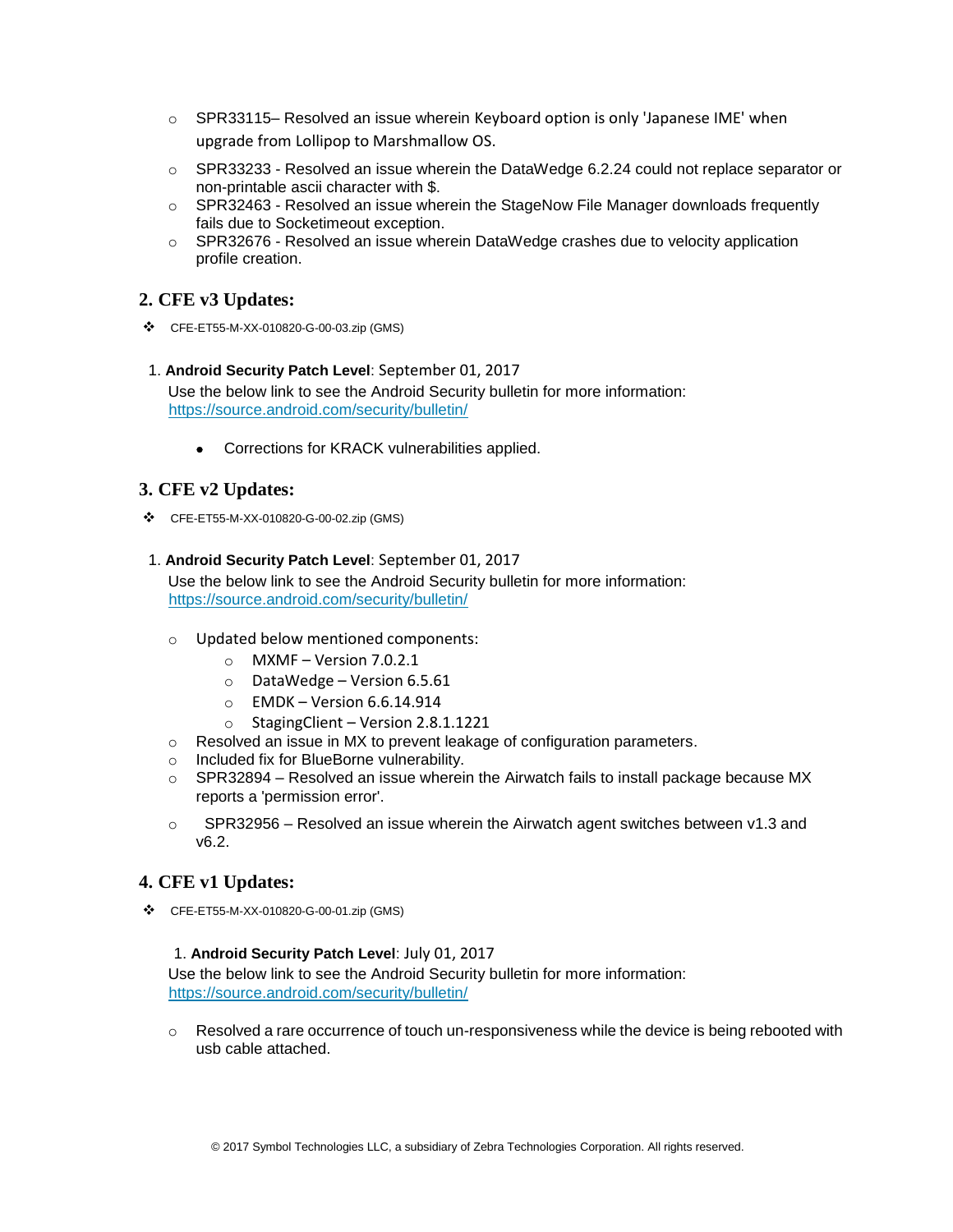- SPR33115– Resolved an issue wherein Keyboard option is only 'Japanese IME' when upgrade from Lollipop to Marshmallow OS.
- SPR33233 - Resolved an issue wherein the DataWedge 6.2.24 could not replace separator or non-printable ascii character with $.
- SPR32463 - Resolved an issue wherein the StageNow File Manager downloads frequently fails due to Socketimeout exception.
- SPR32676 - Resolved an issue wherein DataWedge crashes due to velocity application profile creation.

## 2. CFE v3 Updates:

- CFE-ET55-M-XX-010820-G-00-03.zip (GMS)

1. **Android Security Patch Level**: September 01, 2017

   Use the below link to see the Android Security bulletin for more information: https://source.android.com/security/bulletin/

   - Corrections for KRACK vulnerabilities applied.

## 3. CFE v2 Updates:

- CFE-ET55-M-XX-010820-G-00-02.zip (GMS)

1. **Android Security Patch Level**: September 01, 2017

   Use the below link to see the Android Security bulletin for more information: https://source.android.com/security/bulletin/

   - Updated below mentioned components:
     - MXMF – Version 7.0.2.1
     - DataWedge – Version 6.5.61
     - EMDK – Version 6.6.14.914
     - StagingClient – Version 2.8.1.1221
   - Resolved an issue in MX to prevent leakage of configuration parameters.
   - Included fix for BlueBorne vulnerability.
   - SPR32894 – Resolved an issue wherein the Airwatch fails to install package because MX reports a 'permission error'.
   - SPR32956 – Resolved an issue wherein the Airwatch agent switches between v1.3 and v6.2.

## 4. CFE v1 Updates:

- CFE-ET55-M-XX-010820-G-00-01.zip (GMS)

1. **Android Security Patch Level**: July 01, 2017

   Use the below link to see the Android Security bulletin for more information: https://source.android.com/security/bulletin/

   - Resolved a rare occurrence of touch un-responsiveness while the device is being rebooted with usb cable attached.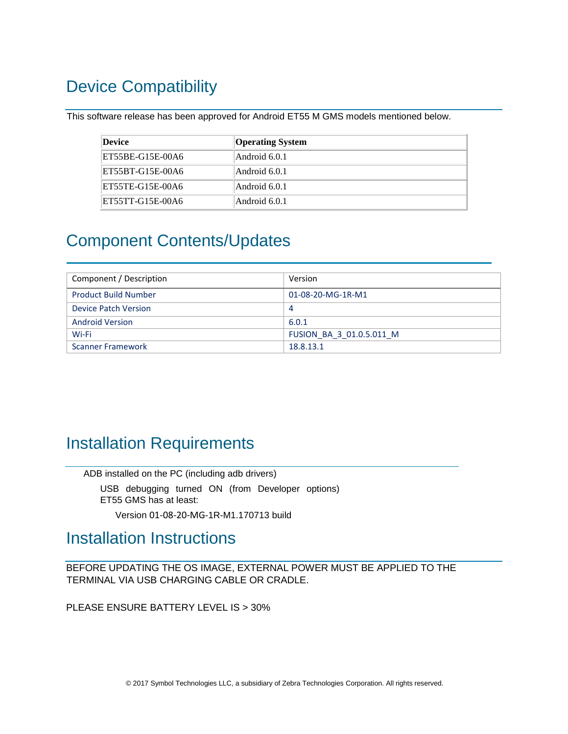# Device Compatibility

This software release has been approved for Android ET55 M GMS models mentioned below.

| **Device** | **Operating System** |
|---|---|
| ET55BE-G15E-00A6 | Android 6.0.1 |
| ET55BT-G15E-00A6 | Android 6.0.1 |
| ET55TE-G15E-00A6 | Android 6.0.1 |
| ET55TT-G15E-00A6 | Android 6.0.1 |

# Component Contents/Updates

| Component / Description | Version |
|---|---|
| Product Build Number | 01-08-20-MG-1R-M1 |
| Device Patch Version | 4 |
| Android Version | 6.0.1 |
| Wi-Fi | FUSION_BA_3_01.0.5.011_M |
| Scanner Framework | 18.8.13.1 |

# Installation Requirements

ADB installed on the PC (including adb drivers)

USB debugging turned ON (from Developer options)
ET55 GMS has at least:

Version 01-08-20-MG-1R-M1.170713 build

# Installation Instructions

BEFORE UPDATING THE OS IMAGE, EXTERNAL POWER MUST BE APPLIED TO THE TERMINAL VIA USB CHARGING CABLE OR CRADLE.

PLEASE ENSURE BATTERY LEVEL IS > 30%

© 2017 Symbol Technologies LLC, a subsidiary of Zebra Technologies Corporation. All rights reserved.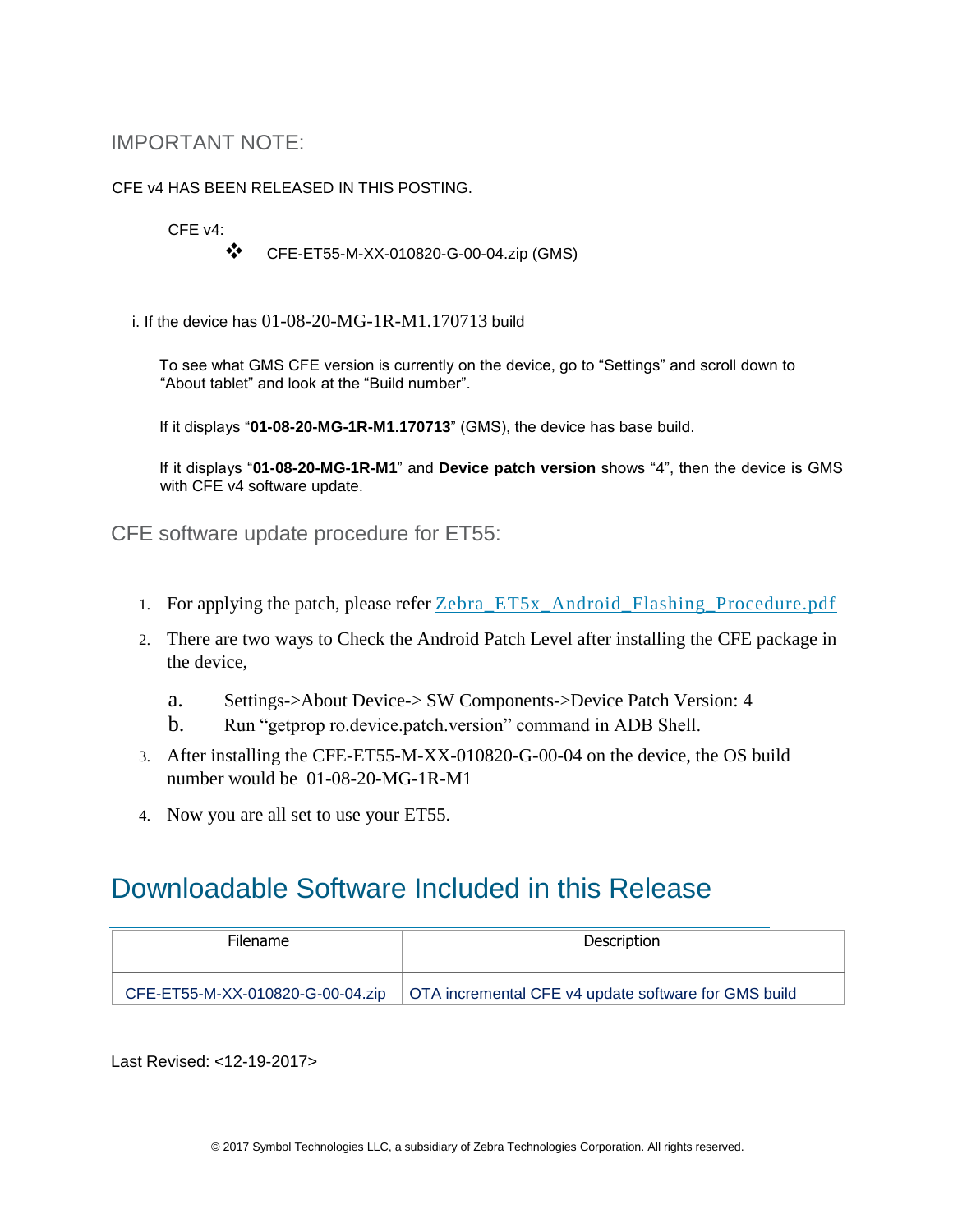## IMPORTANT NOTE:

CFE v4 HAS BEEN RELEASED IN THIS POSTING.

CFE v4:

- CFE-ET55-M-XX-010820-G-00-04.zip (GMS)

i. If the device has 01-08-20-MG-1R-M1.170713 build

To see what GMS CFE version is currently on the device, go to “Settings” and scroll down to “About tablet” and look at the “Build number”.

If it displays “**01-08-20-MG-1R-M1.170713**” (GMS), the device has base build.

If it displays “**01-08-20-MG-1R-M1**” and **Device patch version** shows “4”, then the device is GMS with CFE v4 software update.

## CFE software update procedure for ET55:

1. For applying the patch, please refer Zebra_ET5x_Android_Flashing_Procedure.pdf
2. There are two ways to Check the Android Patch Level after installing the CFE package in the device,
   a. Settings->About Device-> SW Components->Device Patch Version: 4
   b. Run “getprop ro.device.patch.version” command in ADB Shell.
3. After installing the CFE-ET55-M-XX-010820-G-00-04 on the device, the OS build number would be 01-08-20-MG-1R-M1
4. Now you are all set to use your ET55.

# Downloadable Software Included in this Release

| Filename | Description |
| --- | --- |
| CFE-ET55-M-XX-010820-G-00-04.zip | OTA incremental CFE v4 update software for GMS build |

Last Revised: <12-19-2017>

© 2017 Symbol Technologies LLC, a subsidiary of Zebra Technologies Corporation. All rights reserved.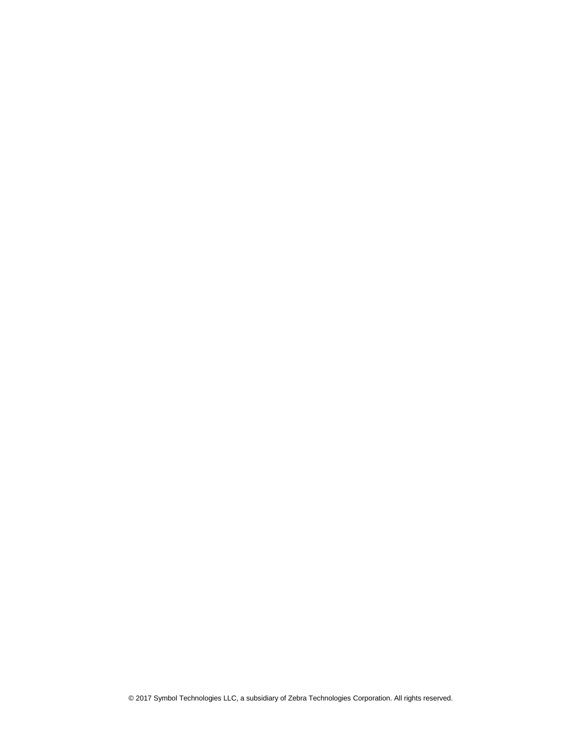© 2017 Symbol Technologies LLC, a subsidiary of Zebra Technologies Corporation. All rights reserved.